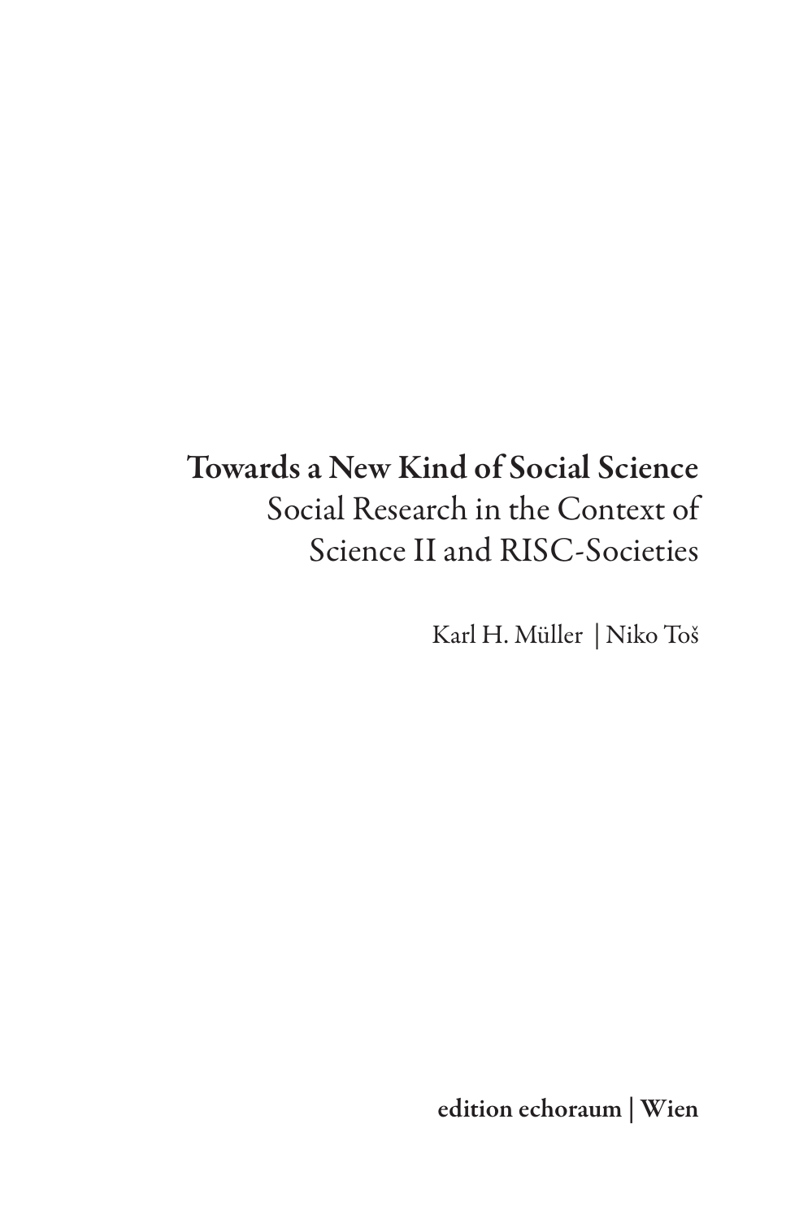# Towards a New Kind of Social Science

## Social Research in the Context of Science II and RISC-Societies

Karl H. Müller | Niko Toš

**edition echoraum | Wien**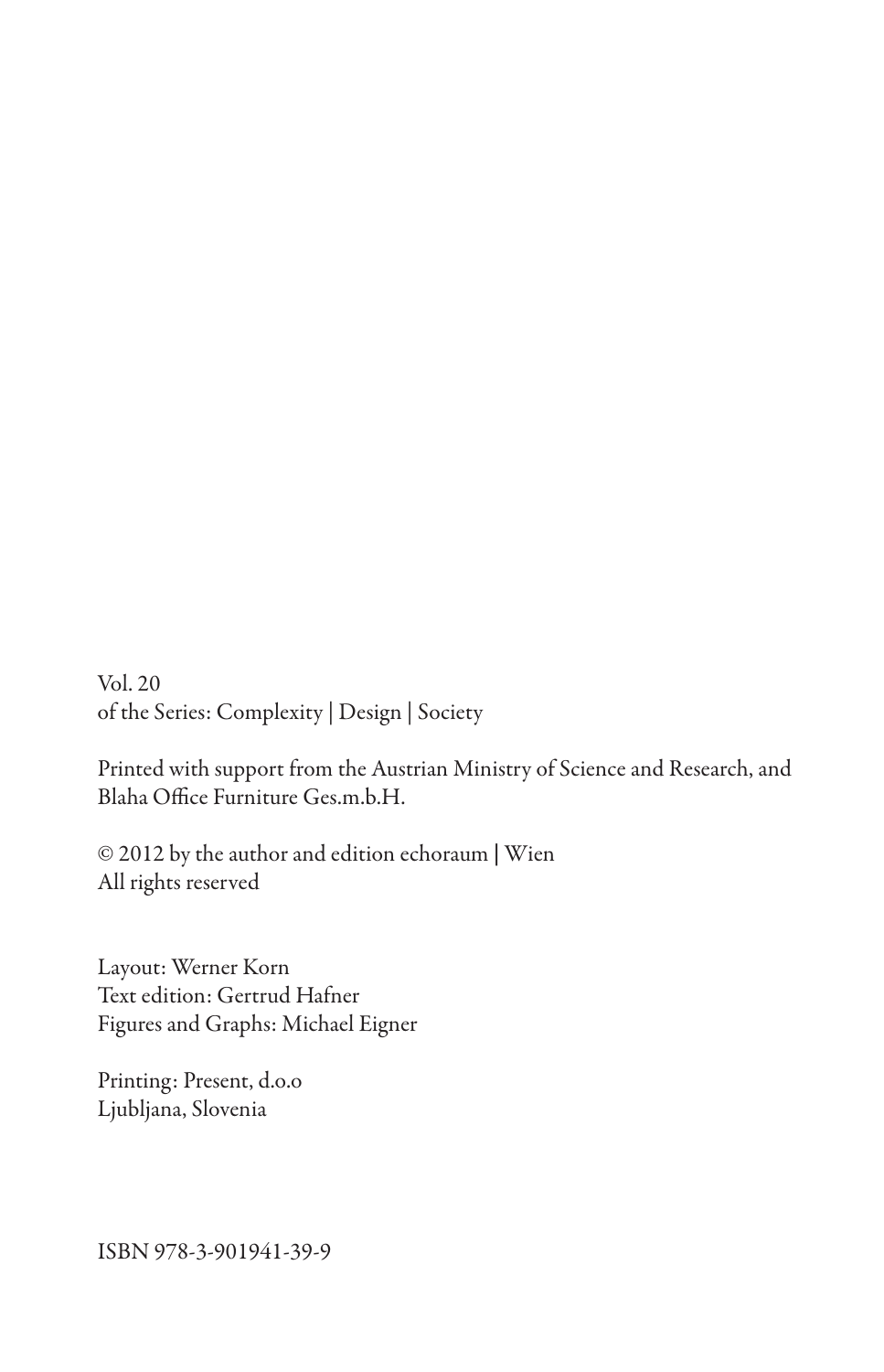Vol. 20
of the Series: Complexity | Design | Society

Printed with support from the Austrian Ministry of Science and Research, and Blaha Office Furniture Ges.m.b.H.

© 2012 by the author and edition echoraum | Wien
All rights reserved

Layout: Werner Korn
Text edition: Gertrud Hafner
Figures and Graphs: Michael Eigner

Printing: Present, d.o.o
Ljubljana, Slovenia

ISBN 978-3-901941-39-9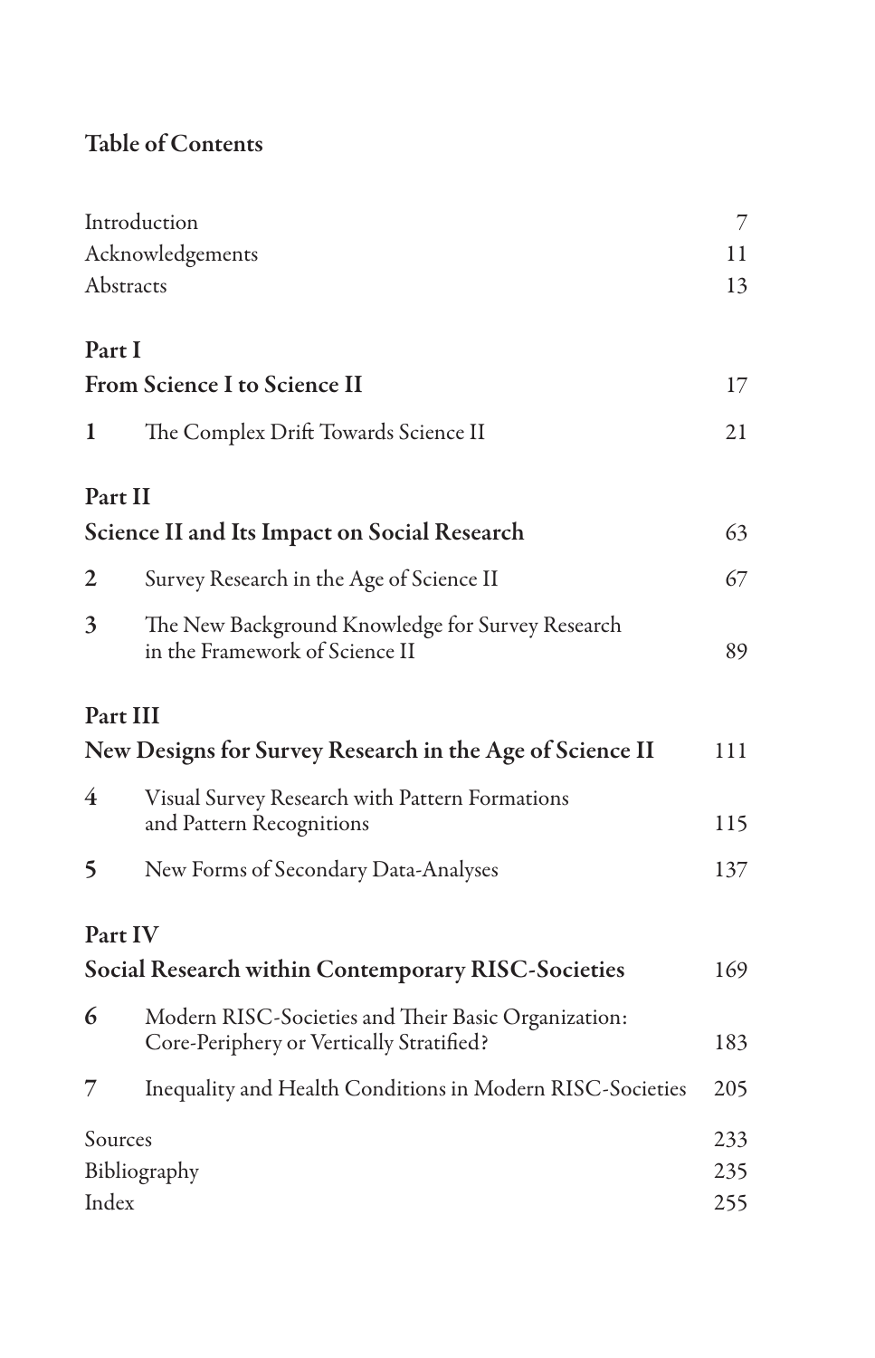# Table of Contents

| | |
|---|---|
| Introduction | 7 |
| Acknowledgements | 11 |
| Abstracts | 13 |

## Part I
## From Science I to Science II — 17

| | | |
|---|---|---|
| 1 | The Complex Drift Towards Science II | 21 |

## Part II
## Science II and Its Impact on Social Research — 63

| | | |
|---|---|---|
| 2 | Survey Research in the Age of Science II | 67 |
| 3 | The New Background Knowledge for Survey Research in the Framework of Science II | 89 |

## Part III
## New Designs for Survey Research in the Age of Science II — 111

| | | |
|---|---|---|
| 4 | Visual Survey Research with Pattern Formations and Pattern Recognitions | 115 |
| 5 | New Forms of Secondary Data-Analyses | 137 |

## Part IV
## Social Research within Contemporary RISC-Societies — 169

| | | |
|---|---|---|
| 6 | Modern RISC-Societies and Their Basic Organization: Core-Periphery or Vertically Stratified? | 183 |
| 7 | Inequality and Health Conditions in Modern RISC-Societies | 205 |

| | |
|---|---|
| Sources | 233 |
| Bibliography | 235 |
| Index | 255 |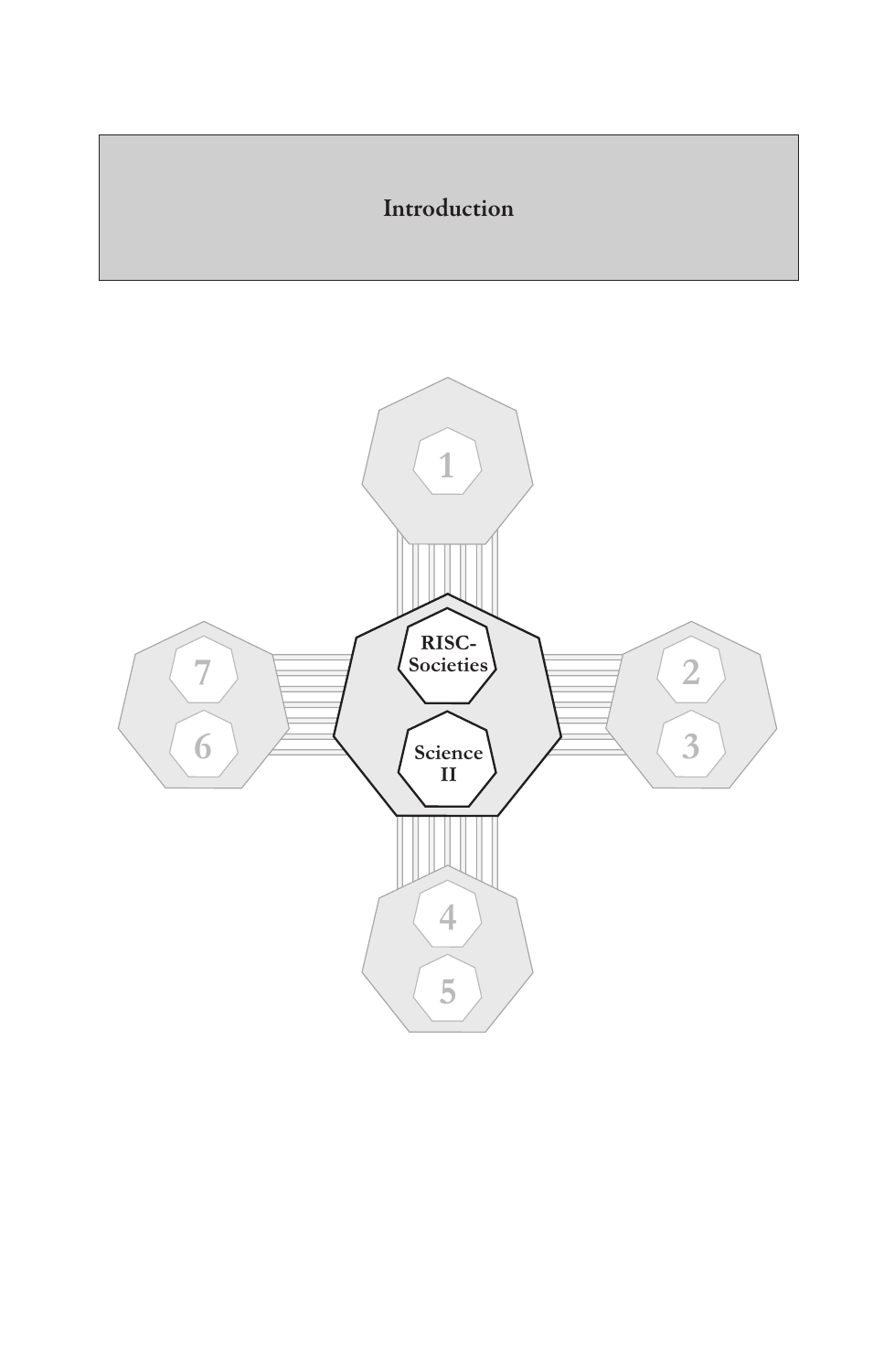# Introduction

RISC-Societies

Science II

1

2

3

4

5

6

7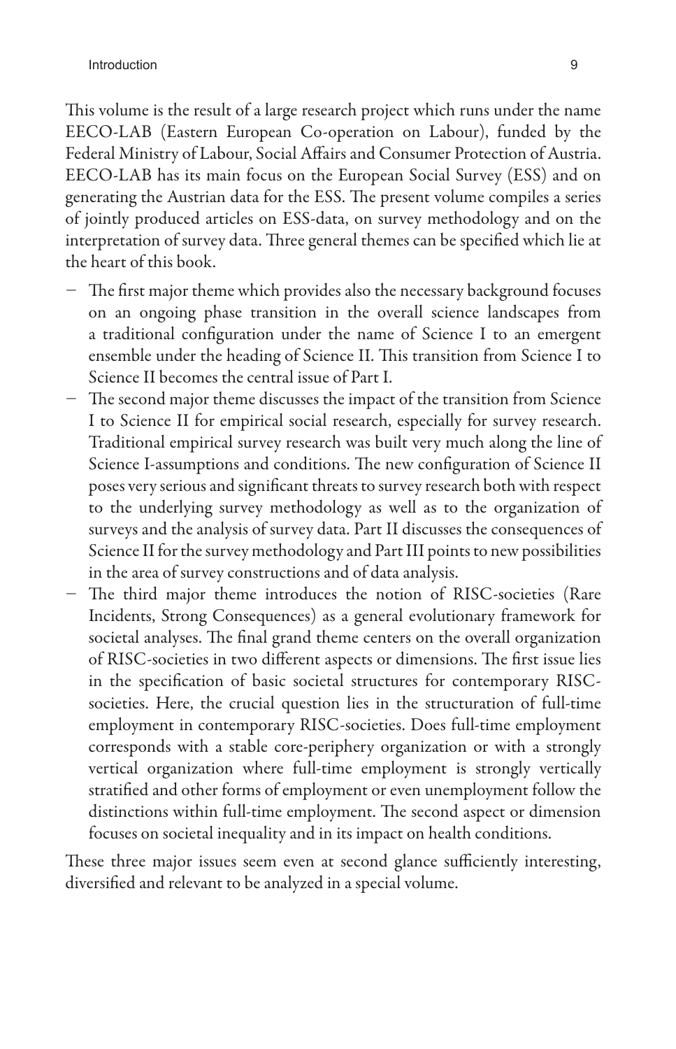This volume is the result of a large research project which runs under the name EECO-LAB (Eastern European Co-operation on Labour), funded by the Federal Ministry of Labour, Social Affairs and Consumer Protection of Austria. EECO-LAB has its main focus on the European Social Survey (ESS) and on generating the Austrian data for the ESS. The present volume compiles a series of jointly produced articles on ESS-data, on survey methodology and on the interpretation of survey data. Three general themes can be specified which lie at the heart of this book.

- The first major theme which provides also the necessary background focuses on an ongoing phase transition in the overall science landscapes from a traditional configuration under the name of Science I to an emergent ensemble under the heading of Science II. This transition from Science I to Science II becomes the central issue of Part I.
- The second major theme discusses the impact of the transition from Science I to Science II for empirical social research, especially for survey research. Traditional empirical survey research was built very much along the line of Science I-assumptions and conditions. The new configuration of Science II poses very serious and significant threats to survey research both with respect to the underlying survey methodology as well as to the organization of surveys and the analysis of survey data. Part II discusses the consequences of Science II for the survey methodology and Part III points to new possibilities in the area of survey constructions and of data analysis.
- The third major theme introduces the notion of RISC-societies (Rare Incidents, Strong Consequences) as a general evolutionary framework for societal analyses. The final grand theme centers on the overall organization of RISC-societies in two different aspects or dimensions. The first issue lies in the specification of basic societal structures for contemporary RISC-societies. Here, the crucial question lies in the structuration of full-time employment in contemporary RISC-societies. Does full-time employment corresponds with a stable core-periphery organization or with a strongly vertical organization where full-time employment is strongly vertically stratified and other forms of employment or even unemployment follow the distinctions within full-time employment. The second aspect or dimension focuses on societal inequality and in its impact on health conditions.

These three major issues seem even at second glance sufficiently interesting, diversified and relevant to be analyzed in a special volume.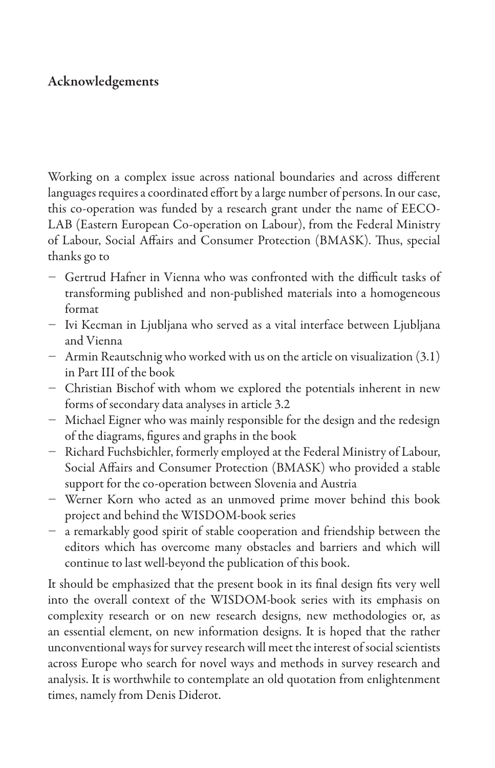## Acknowledgements

Working on a complex issue across national boundaries and across different languages requires a coordinated effort by a large number of persons. In our case, this co-operation was funded by a research grant under the name of EECO-LAB (Eastern European Co-operation on Labour), from the Federal Ministry of Labour, Social Affairs and Consumer Protection (BMASK). Thus, special thanks go to

- Gertrud Hafner in Vienna who was confronted with the difficult tasks of transforming published and non-published materials into a homogeneous format
- Ivi Kecman in Ljubljana who served as a vital interface between Ljubljana and Vienna
- Armin Reautschnig who worked with us on the article on visualization (3.1) in Part III of the book
- Christian Bischof with whom we explored the potentials inherent in new forms of secondary data analyses in article 3.2
- Michael Eigner who was mainly responsible for the design and the redesign of the diagrams, figures and graphs in the book
- Richard Fuchsbichler, formerly employed at the Federal Ministry of Labour, Social Affairs and Consumer Protection (BMASK) who provided a stable support for the co-operation between Slovenia and Austria
- Werner Korn who acted as an unmoved prime mover behind this book project and behind the WISDOM-book series
- a remarkably good spirit of stable cooperation and friendship between the editors which has overcome many obstacles and barriers and which will continue to last well-beyond the publication of this book.

It should be emphasized that the present book in its final design fits very well into the overall context of the WISDOM-book series with its emphasis on complexity research or on new research designs, new methodologies or, as an essential element, on new information designs. It is hoped that the rather unconventional ways for survey research will meet the interest of social scientists across Europe who search for novel ways and methods in survey research and analysis. It is worthwhile to contemplate an old quotation from enlightenment times, namely from Denis Diderot.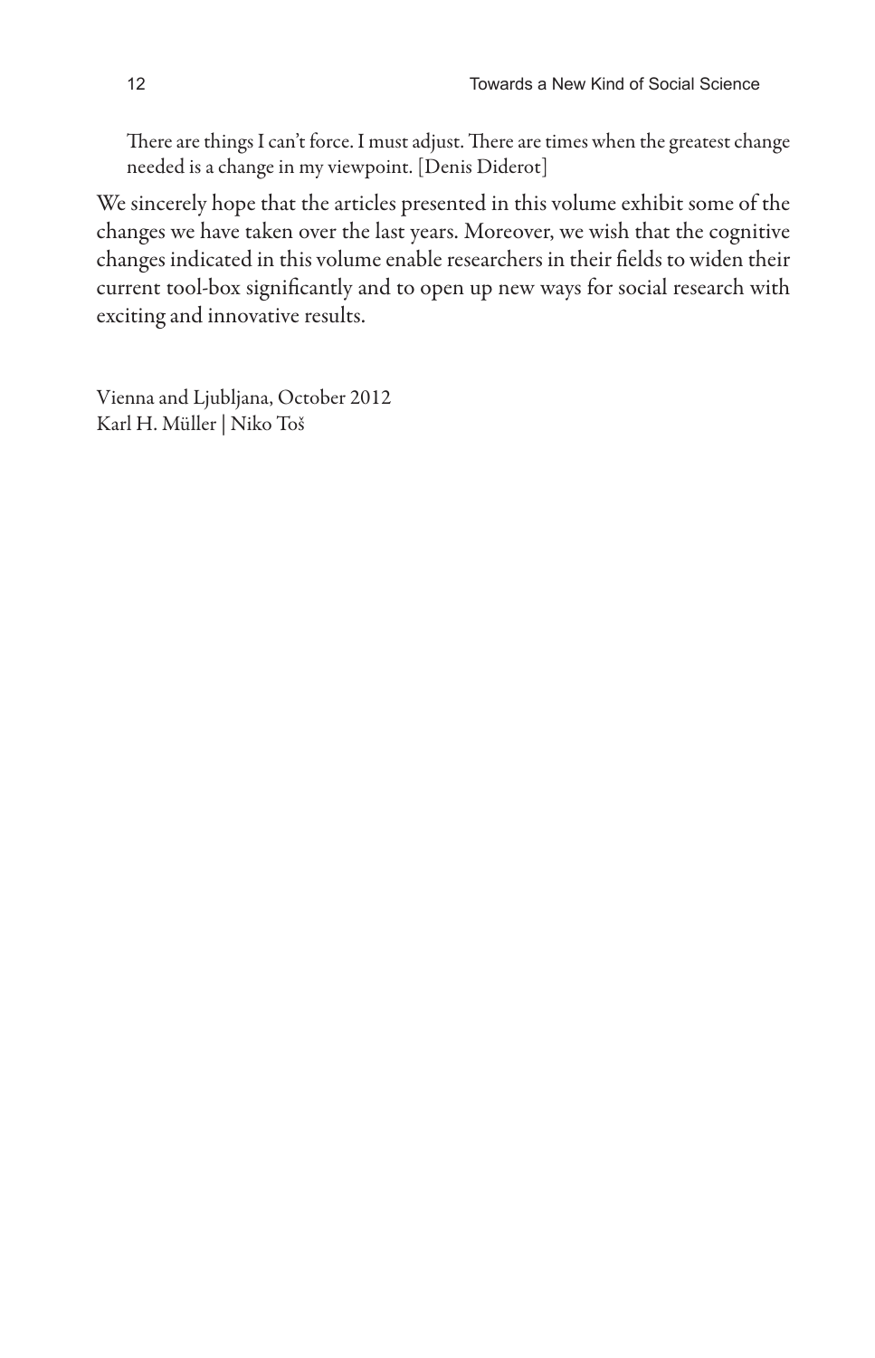> There are things I can't force. I must adjust. There are times when the greatest change needed is a change in my viewpoint. [Denis Diderot]

We sincerely hope that the articles presented in this volume exhibit some of the changes we have taken over the last years. Moreover, we wish that the cognitive changes indicated in this volume enable researchers in their fields to widen their current tool-box significantly and to open up new ways for social research with exciting and innovative results.

Vienna and Ljubljana, October 2012
Karl H. Müller | Niko Toš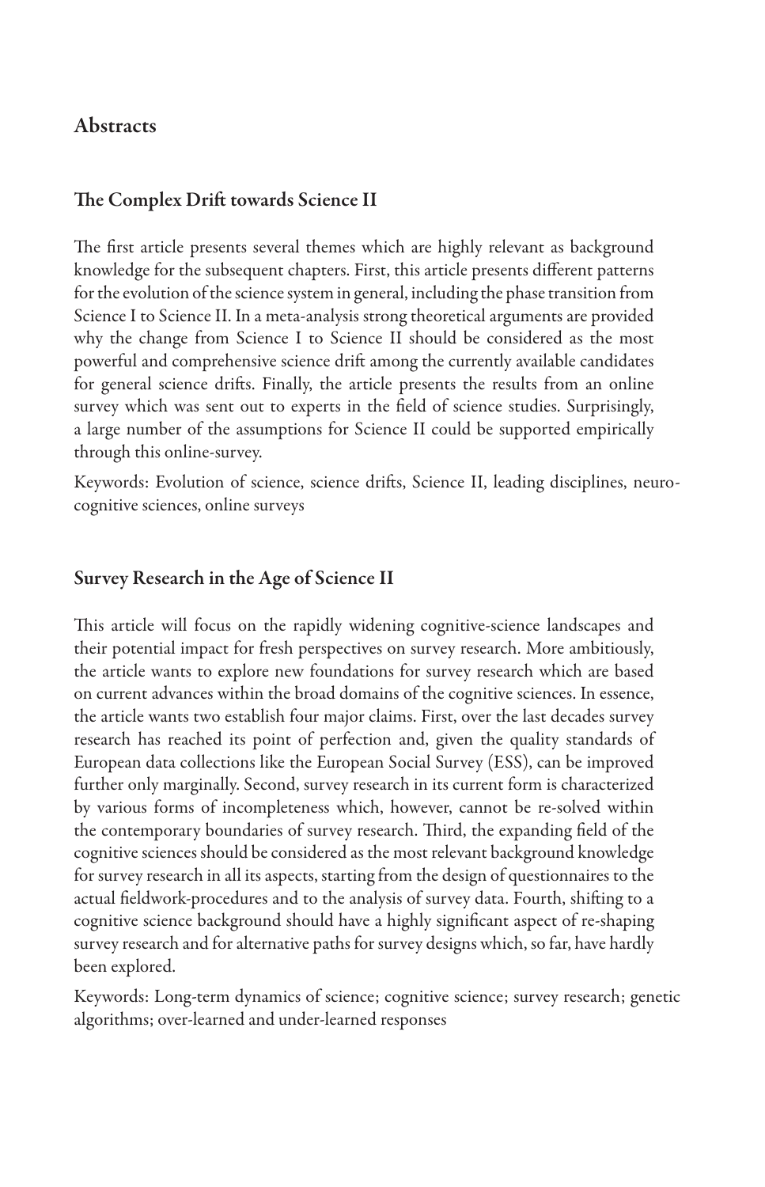# Abstracts

## The Complex Drift towards Science II

The first article presents several themes which are highly relevant as background knowledge for the subsequent chapters. First, this article presents different patterns for the evolution of the science system in general, including the phase transition from Science I to Science II. In a meta-analysis strong theoretical arguments are provided why the change from Science I to Science II should be considered as the most powerful and comprehensive science drift among the currently available candidates for general science drifts. Finally, the article presents the results from an online survey which was sent out to experts in the field of science studies. Surprisingly, a large number of the assumptions for Science II could be supported empirically through this online-survey.

Keywords: Evolution of science, science drifts, Science II, leading disciplines, neuro-cognitive sciences, online surveys

## Survey Research in the Age of Science II

This article will focus on the rapidly widening cognitive-science landscapes and their potential impact for fresh perspectives on survey research. More ambitiously, the article wants to explore new foundations for survey research which are based on current advances within the broad domains of the cognitive sciences. In essence, the article wants two establish four major claims. First, over the last decades survey research has reached its point of perfection and, given the quality standards of European data collections like the European Social Survey (ESS), can be improved further only marginally. Second, survey research in its current form is characterized by various forms of incompleteness which, however, cannot be re-solved within the contemporary boundaries of survey research. Third, the expanding field of the cognitive sciences should be considered as the most relevant background knowledge for survey research in all its aspects, starting from the design of questionnaires to the actual fieldwork-procedures and to the analysis of survey data. Fourth, shifting to a cognitive science background should have a highly significant aspect of re-shaping survey research and for alternative paths for survey designs which, so far, have hardly been explored.

Keywords: Long-term dynamics of science; cognitive science; survey research; genetic algorithms; over-learned and under-learned responses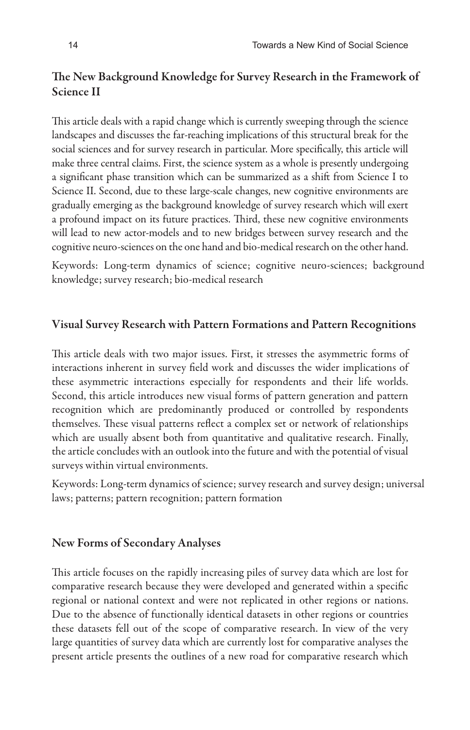## The New Background Knowledge for Survey Research in the Framework of Science II

This article deals with a rapid change which is currently sweeping through the science landscapes and discusses the far-reaching implications of this structural break for the social sciences and for survey research in particular. More specifically, this article will make three central claims. First, the science system as a whole is presently undergoing a significant phase transition which can be summarized as a shift from Science I to Science II. Second, due to these large-scale changes, new cognitive environments are gradually emerging as the background knowledge of survey research which will exert a profound impact on its future practices. Third, these new cognitive environments will lead to new actor-models and to new bridges between survey research and the cognitive neuro-sciences on the one hand and bio-medical research on the other hand.

Keywords: Long-term dynamics of science; cognitive neuro-sciences; background knowledge; survey research; bio-medical research

## Visual Survey Research with Pattern Formations and Pattern Recognitions

This article deals with two major issues. First, it stresses the asymmetric forms of interactions inherent in survey field work and discusses the wider implications of these asymmetric interactions especially for respondents and their life worlds. Second, this article introduces new visual forms of pattern generation and pattern recognition which are predominantly produced or controlled by respondents themselves. These visual patterns reflect a complex set or network of relationships which are usually absent both from quantitative and qualitative research. Finally, the article concludes with an outlook into the future and with the potential of visual surveys within virtual environments.

Keywords: Long-term dynamics of science; survey research and survey design; universal laws; patterns; pattern recognition; pattern formation

## New Forms of Secondary Analyses

This article focuses on the rapidly increasing piles of survey data which are lost for comparative research because they were developed and generated within a specific regional or national context and were not replicated in other regions or nations. Due to the absence of functionally identical datasets in other regions or countries these datasets fell out of the scope of comparative research. In view of the very large quantities of survey data which are currently lost for comparative analyses the present article presents the outlines of a new road for comparative research which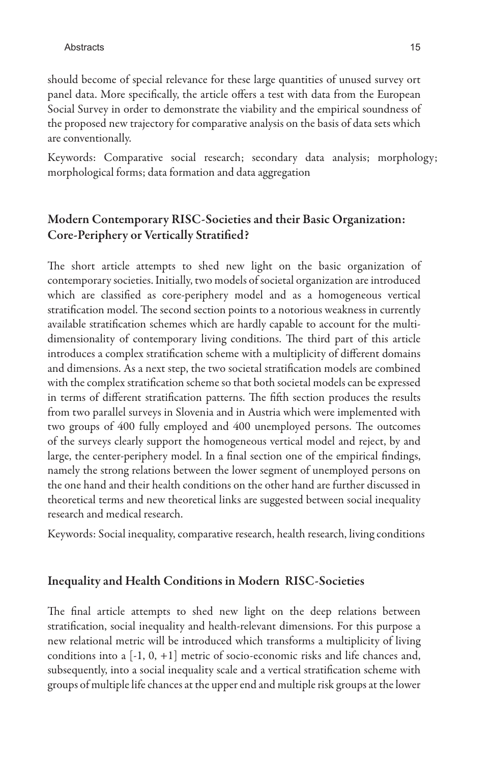should become of special relevance for these large quantities of unused survey ort panel data. More specifically, the article offers a test with data from the European Social Survey in order to demonstrate the viability and the empirical soundness of the proposed new trajectory for comparative analysis on the basis of data sets which are conventionally.

Keywords: Comparative social research; secondary data analysis; morphology; morphological forms; data formation and data aggregation

## Modern Contemporary RISC-Societies and their Basic Organization: Core-Periphery or Vertically Stratified?

The short article attempts to shed new light on the basic organization of contemporary societies. Initially, two models of societal organization are introduced which are classified as core-periphery model and as a homogeneous vertical stratification model. The second section points to a notorious weakness in currently available stratification schemes which are hardly capable to account for the multi-dimensionality of contemporary living conditions. The third part of this article introduces a complex stratification scheme with a multiplicity of different domains and dimensions. As a next step, the two societal stratification models are combined with the complex stratification scheme so that both societal models can be expressed in terms of different stratification patterns. The fifth section produces the results from two parallel surveys in Slovenia and in Austria which were implemented with two groups of 400 fully employed and 400 unemployed persons. The outcomes of the surveys clearly support the homogeneous vertical model and reject, by and large, the center-periphery model. In a final section one of the empirical findings, namely the strong relations between the lower segment of unemployed persons on the one hand and their health conditions on the other hand are further discussed in theoretical terms and new theoretical links are suggested between social inequality research and medical research.

Keywords: Social inequality, comparative research, health research, living conditions

## Inequality and Health Conditions in Modern RISC-Societies

The final article attempts to shed new light on the deep relations between stratification, social inequality and health-relevant dimensions. For this purpose a new relational metric will be introduced which transforms a multiplicity of living conditions into a [-1, 0, +1] metric of socio-economic risks and life chances and, subsequently, into a social inequality scale and a vertical stratification scheme with groups of multiple life chances at the upper end and multiple risk groups at the lower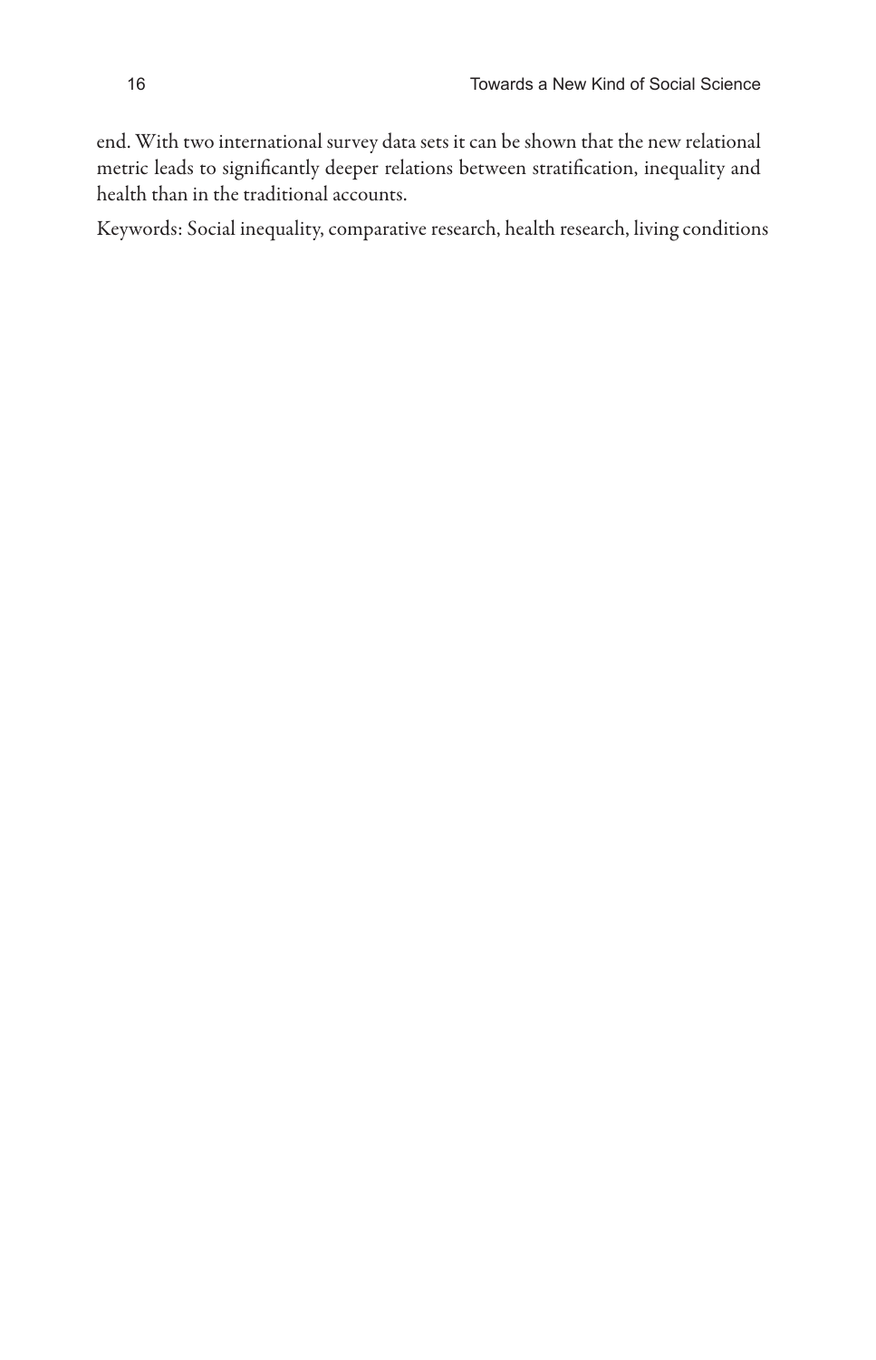end. With two international survey data sets it can be shown that the new relational metric leads to significantly deeper relations between stratification, inequality and health than in the traditional accounts.

Keywords: Social inequality, comparative research, health research, living conditions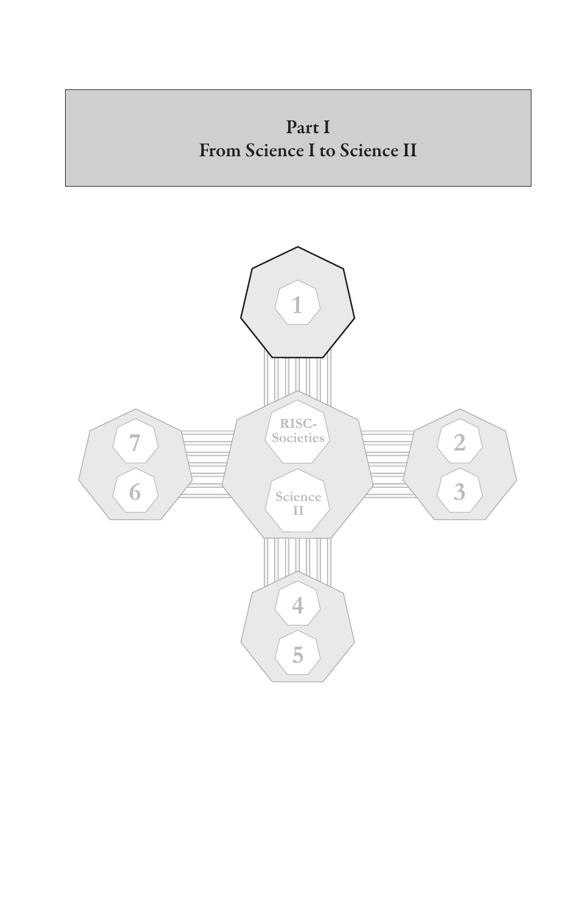# Part I
# From Science I to Science II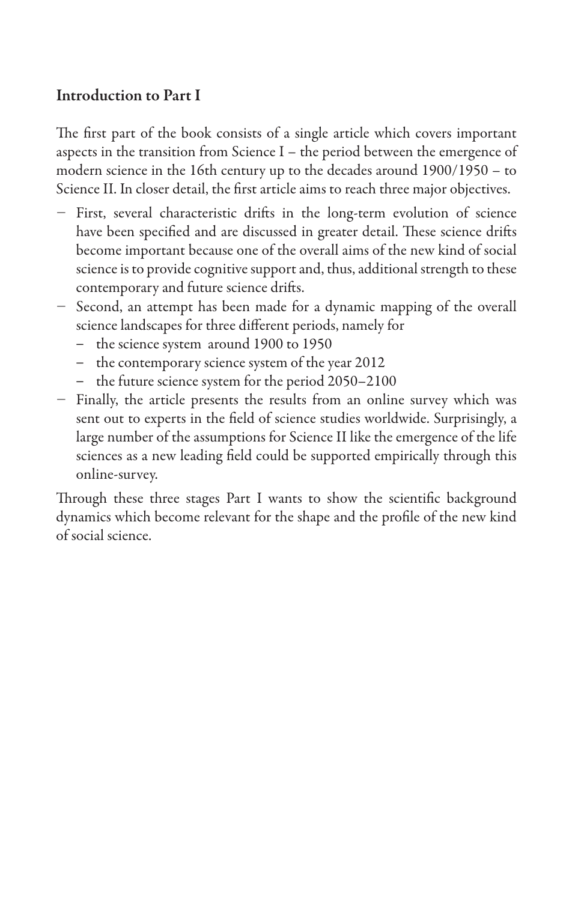## Introduction to Part I

The first part of the book consists of a single article which covers important aspects in the transition from Science I – the period between the emergence of modern science in the 16th century up to the decades around 1900/1950 – to Science II. In closer detail, the first article aims to reach three major objectives.

- First, several characteristic drifts in the long-term evolution of science have been specified and are discussed in greater detail. These science drifts become important because one of the overall aims of the new kind of social science is to provide cognitive support and, thus, additional strength to these contemporary and future science drifts.
- Second, an attempt has been made for a dynamic mapping of the overall science landscapes for three different periods, namely for
  - the science system around 1900 to 1950
  - the contemporary science system of the year 2012
  - the future science system for the period 2050–2100
- Finally, the article presents the results from an online survey which was sent out to experts in the field of science studies worldwide. Surprisingly, a large number of the assumptions for Science II like the emergence of the life sciences as a new leading field could be supported empirically through this online-survey.

Through these three stages Part I wants to show the scientific background dynamics which become relevant for the shape and the profile of the new kind of social science.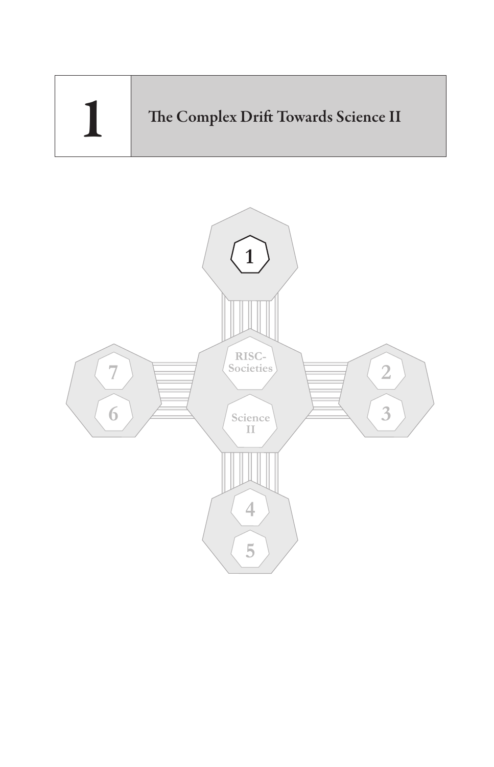# 1 The Complex Drift Towards Science II

1

RISC-Societies

Science II

7

6

2

3

4

5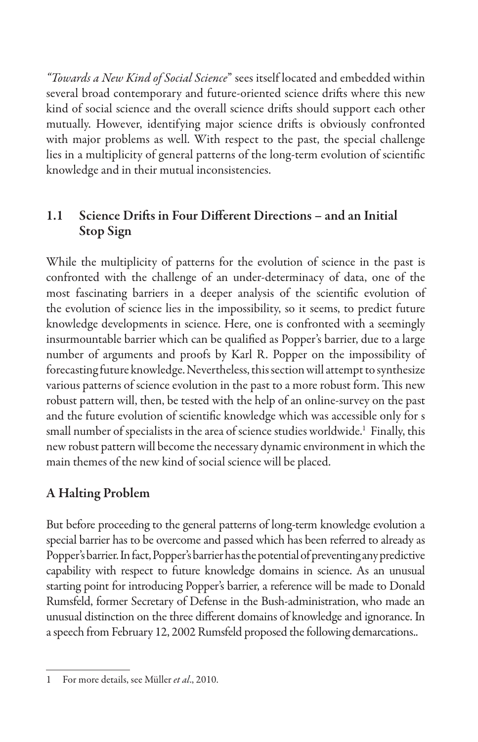*"Towards a New Kind of Social Science"* sees itself located and embedded within several broad contemporary and future-oriented science drifts where this new kind of social science and the overall science drifts should support each other mutually. However, identifying major science drifts is obviously confronted with major problems as well. With respect to the past, the special challenge lies in a multiplicity of general patterns of the long-term evolution of scientific knowledge and in their mutual inconsistencies.

## 1.1 Science Drifts in Four Different Directions – and an Initial Stop Sign

While the multiplicity of patterns for the evolution of science in the past is confronted with the challenge of an under-determinacy of data, one of the most fascinating barriers in a deeper analysis of the scientific evolution of the evolution of science lies in the impossibility, so it seems, to predict future knowledge developments in science. Here, one is confronted with a seemingly insurmountable barrier which can be qualified as Popper's barrier, due to a large number of arguments and proofs by Karl R. Popper on the impossibility of forecasting future knowledge. Nevertheless, this section will attempt to synthesize various patterns of science evolution in the past to a more robust form. This new robust pattern will, then, be tested with the help of an online-survey on the past and the future evolution of scientific knowledge which was accessible only for s small number of specialists in the area of science studies worldwide.[1] Finally, this new robust pattern will become the necessary dynamic environment in which the main themes of the new kind of social science will be placed.

### A Halting Problem

But before proceeding to the general patterns of long-term knowledge evolution a special barrier has to be overcome and passed which has been referred to already as Popper's barrier. In fact, Popper's barrier has the potential of preventing any predictive capability with respect to future knowledge domains in science. As an unusual starting point for introducing Popper's barrier, a reference will be made to Donald Rumsfeld, former Secretary of Defense in the Bush-administration, who made an unusual distinction on the three different domains of knowledge and ignorance. In a speech from February 12, 2002 Rumsfeld proposed the following demarcations..

---

1 For more details, see Müller *et al.*, 2010.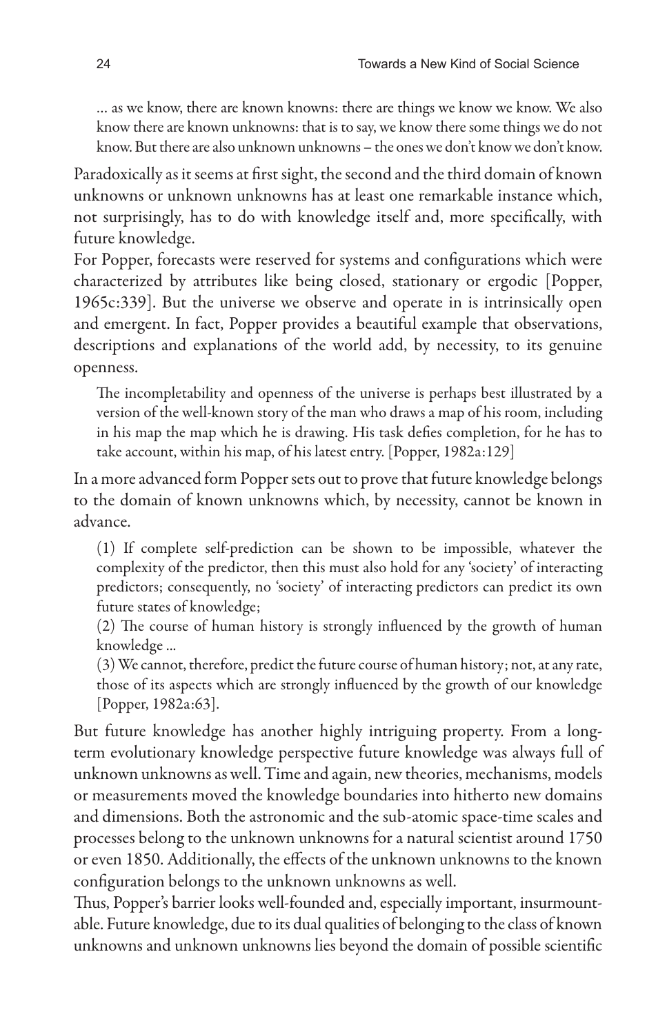> … as we know, there are known knowns: there are things we know we know. We also know there are known unknowns: that is to say, we know there some things we do not know. But there are also unknown unknowns – the ones we don't know we don't know.

Paradoxically as it seems at first sight, the second and the third domain of known unknowns or unknown unknowns has at least one remarkable instance which, not surprisingly, has to do with knowledge itself and, more specifically, with future knowledge.

For Popper, forecasts were reserved for systems and configurations which were characterized by attributes like being closed, stationary or ergodic [Popper, 1965c:339]. But the universe we observe and operate in is intrinsically open and emergent. In fact, Popper provides a beautiful example that observations, descriptions and explanations of the world add, by necessity, to its genuine openness.

> The incompletability and openness of the universe is perhaps best illustrated by a version of the well-known story of the man who draws a map of his room, including in his map the map which he is drawing. His task defies completion, for he has to take account, within his map, of his latest entry. [Popper, 1982a:129]

In a more advanced form Popper sets out to prove that future knowledge belongs to the domain of known unknowns which, by necessity, cannot be known in advance.

> (1) If complete self-prediction can be shown to be impossible, whatever the complexity of the predictor, then this must also hold for any 'society' of interacting predictors; consequently, no 'society' of interacting predictors can predict its own future states of knowledge;
>
> (2) The course of human history is strongly influenced by the growth of human knowledge ...
>
> (3) We cannot, therefore, predict the future course of human history; not, at any rate, those of its aspects which are strongly influenced by the growth of our knowledge [Popper, 1982a:63].

But future knowledge has another highly intriguing property. From a long-term evolutionary knowledge perspective future knowledge was always full of unknown unknowns as well. Time and again, new theories, mechanisms, models or measurements moved the knowledge boundaries into hitherto new domains and dimensions. Both the astronomic and the sub-atomic space-time scales and processes belong to the unknown unknowns for a natural scientist around 1750 or even 1850. Additionally, the effects of the unknown unknowns to the known configuration belongs to the unknown unknowns as well.

Thus, Popper's barrier looks well-founded and, especially important, insurmountable. Future knowledge, due to its dual qualities of belonging to the class of known unknowns and unknown unknowns lies beyond the domain of possible scientific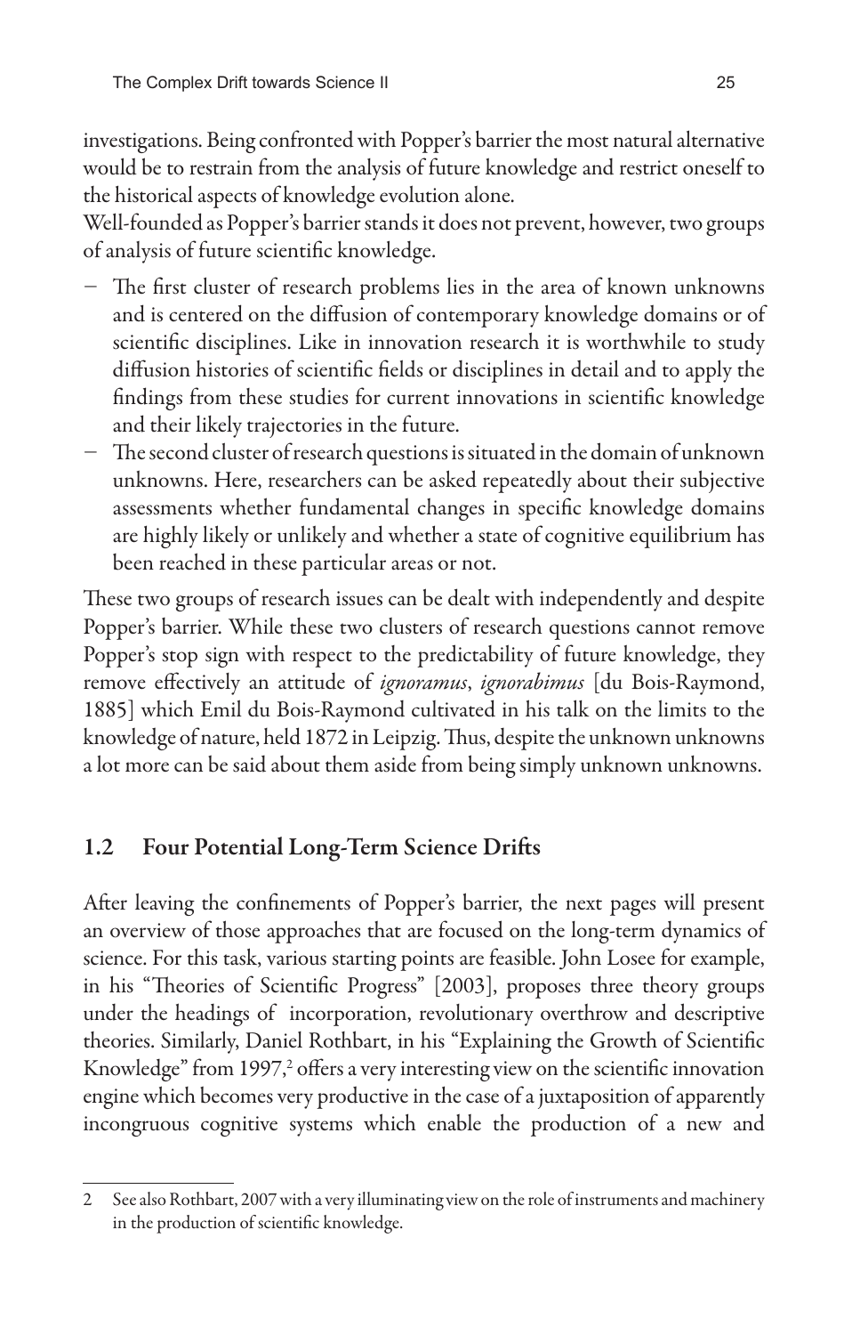investigations. Being confronted with Popper's barrier the most natural alternative would be to restrain from the analysis of future knowledge and restrict oneself to the historical aspects of knowledge evolution alone.

Well-founded as Popper's barrier stands it does not prevent, however, two groups of analysis of future scientific knowledge.

- The first cluster of research problems lies in the area of known unknowns and is centered on the diffusion of contemporary knowledge domains or of scientific disciplines. Like in innovation research it is worthwhile to study diffusion histories of scientific fields or disciplines in detail and to apply the findings from these studies for current innovations in scientific knowledge and their likely trajectories in the future.
- The second cluster of research questions is situated in the domain of unknown unknowns. Here, researchers can be asked repeatedly about their subjective assessments whether fundamental changes in specific knowledge domains are highly likely or unlikely and whether a state of cognitive equilibrium has been reached in these particular areas or not.

These two groups of research issues can be dealt with independently and despite Popper's barrier. While these two clusters of research questions cannot remove Popper's stop sign with respect to the predictability of future knowledge, they remove effectively an attitude of *ignoramus*, *ignorabimus* [du Bois-Raymond, 1885] which Emil du Bois-Raymond cultivated in his talk on the limits to the knowledge of nature, held 1872 in Leipzig. Thus, despite the unknown unknowns a lot more can be said about them aside from being simply unknown unknowns.

## 1.2 Four Potential Long-Term Science Drifts

After leaving the confinements of Popper's barrier, the next pages will present an overview of those approaches that are focused on the long-term dynamics of science. For this task, various starting points are feasible. John Losee for example, in his "Theories of Scientific Progress" [2003], proposes three theory groups under the headings of incorporation, revolutionary overthrow and descriptive theories. Similarly, Daniel Rothbart, in his "Explaining the Growth of Scientific Knowledge" from 1997,[2] offers a very interesting view on the scientific innovation engine which becomes very productive in the case of a juxtaposition of apparently incongruous cognitive systems which enable the production of a new and

---

2 See also Rothbart, 2007 with a very illuminating view on the role of instruments and machinery in the production of scientific knowledge.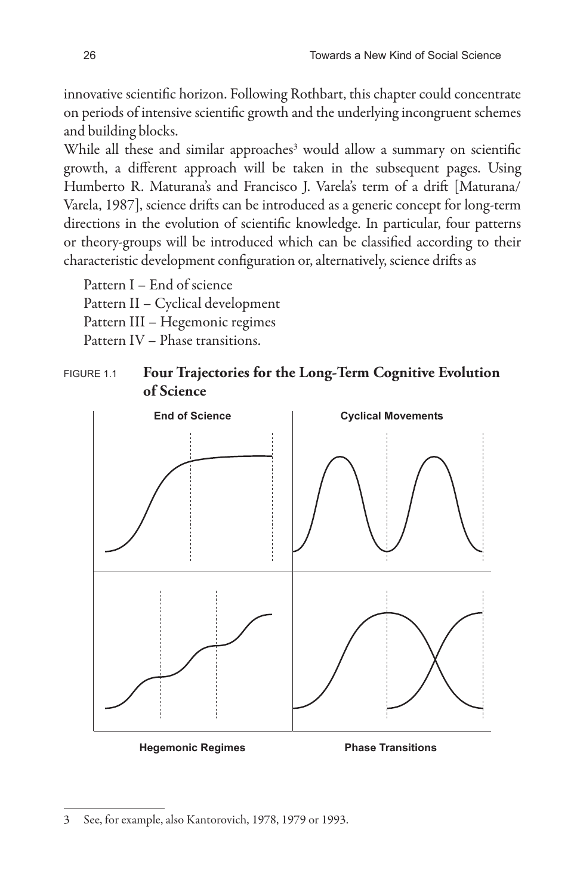innovative scientific horizon. Following Rothbart, this chapter could concentrate on periods of intensive scientific growth and the underlying incongruent schemes and building blocks.

While all these and similar approaches[3] would allow a summary on scientific growth, a different approach will be taken in the subsequent pages. Using Humberto R. Maturana's and Francisco J. Varela's term of a drift [Maturana/Varela, 1987], science drifts can be introduced as a generic concept for long-term directions in the evolution of scientific knowledge. In particular, four patterns or theory-groups will be introduced which can be classified according to their characteristic development configuration or, alternatively, science drifts as

Pattern I – End of science
Pattern II – Cyclical development
Pattern III – Hegemonic regimes
Pattern IV – Phase transitions.

FIGURE 1.1 **Four Trajectories for the Long-Term Cognitive Evolution of Science**

End of Science

Cyclical Movements

Hegemonic Regimes

Phase Transitions

---

3 See, for example, also Kantorovich, 1978, 1979 or 1993.